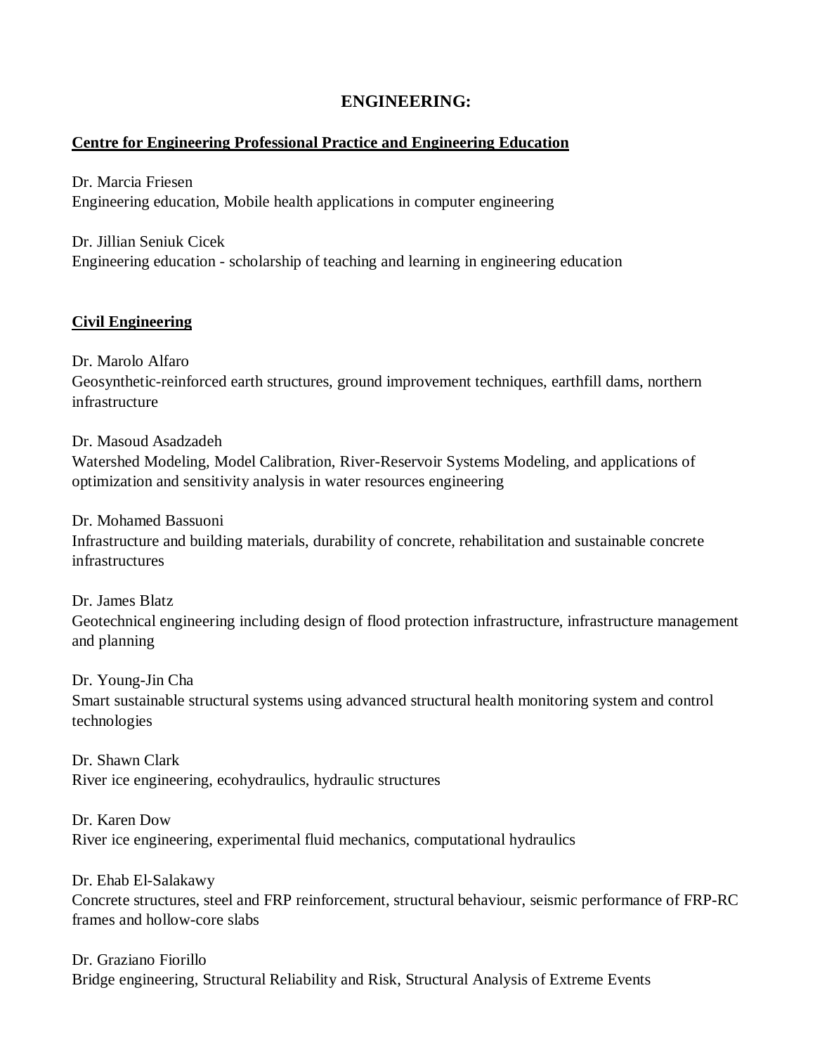# ENGINEERING:

## Centre for Engineering Professional Practice and Engineering Education

Dr. Marcia Friesen
Engineering education, Mobile health applications in computer engineering

Dr. Jillian Seniuk Cicek
Engineering education - scholarship of teaching and learning in engineering education

## Civil Engineering

Dr. Marolo Alfaro
Geosynthetic-reinforced earth structures, ground improvement techniques, earthfill dams, northern infrastructure

Dr. Masoud Asadzadeh
Watershed Modeling, Model Calibration, River-Reservoir Systems Modeling, and applications of optimization and sensitivity analysis in water resources engineering

Dr. Mohamed Bassuoni
Infrastructure and building materials, durability of concrete, rehabilitation and sustainable concrete infrastructures

Dr. James Blatz
Geotechnical engineering including design of flood protection infrastructure, infrastructure management and planning

Dr. Young-Jin Cha
Smart sustainable structural systems using advanced structural health monitoring system and control technologies

Dr. Shawn Clark
River ice engineering, ecohydraulics, hydraulic structures

Dr. Karen Dow
River ice engineering, experimental fluid mechanics, computational hydraulics

Dr. Ehab El-Salakawy
Concrete structures, steel and FRP reinforcement, structural behaviour, seismic performance of FRP-RC frames and hollow-core slabs

Dr. Graziano Fiorillo
Bridge engineering, Structural Reliability and Risk, Structural Analysis of Extreme Events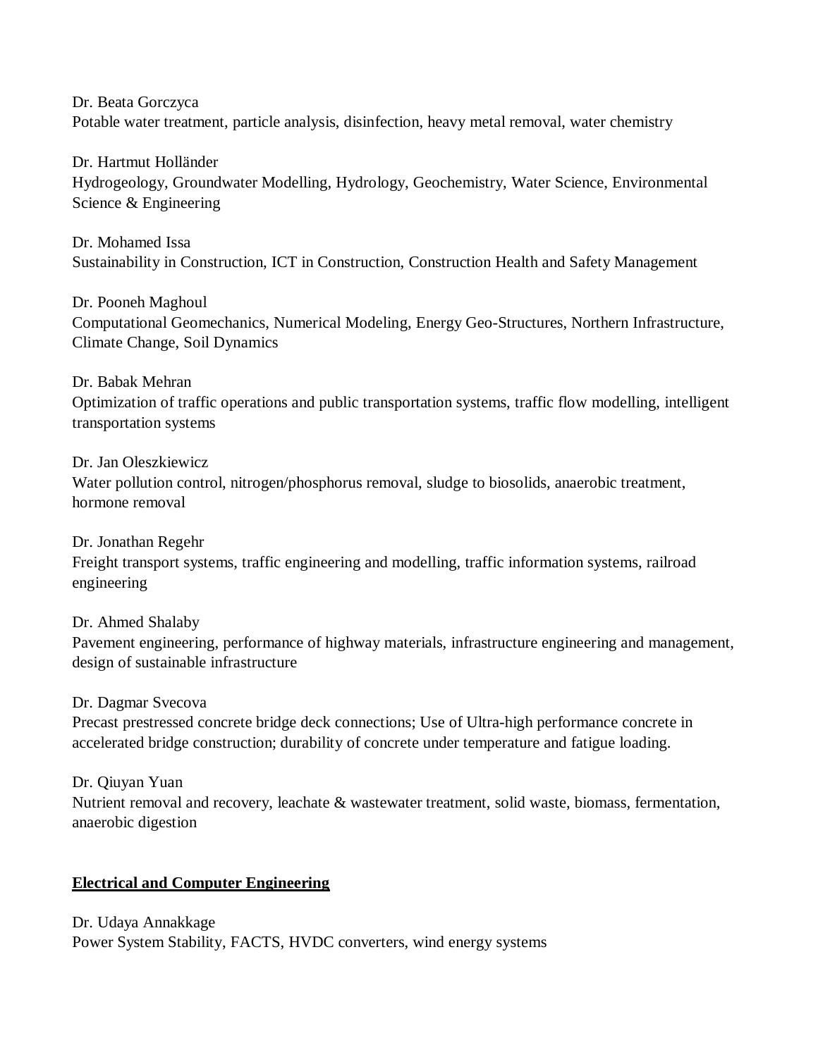Dr. Beata Gorczyca
Potable water treatment, particle analysis, disinfection, heavy metal removal, water chemistry

Dr. Hartmut Holländer
Hydrogeology, Groundwater Modelling, Hydrology, Geochemistry, Water Science, Environmental Science & Engineering

Dr. Mohamed Issa
Sustainability in Construction, ICT in Construction, Construction Health and Safety Management

Dr. Pooneh Maghoul
Computational Geomechanics, Numerical Modeling, Energy Geo-Structures, Northern Infrastructure, Climate Change, Soil Dynamics

Dr. Babak Mehran
Optimization of traffic operations and public transportation systems, traffic flow modelling, intelligent transportation systems

Dr. Jan Oleszkiewicz
Water pollution control, nitrogen/phosphorus removal, sludge to biosolids, anaerobic treatment, hormone removal

Dr. Jonathan Regehr
Freight transport systems, traffic engineering and modelling, traffic information systems, railroad engineering

Dr. Ahmed Shalaby
Pavement engineering, performance of highway materials, infrastructure engineering and management, design of sustainable infrastructure

Dr. Dagmar Svecova
Precast prestressed concrete bridge deck connections; Use of Ultra-high performance concrete in accelerated bridge construction; durability of concrete under temperature and fatigue loading.

Dr. Qiuyan Yuan
Nutrient removal and recovery, leachate & wastewater treatment, solid waste, biomass, fermentation, anaerobic digestion

## Electrical and Computer Engineering

Dr. Udaya Annakkage
Power System Stability, FACTS, HVDC converters, wind energy systems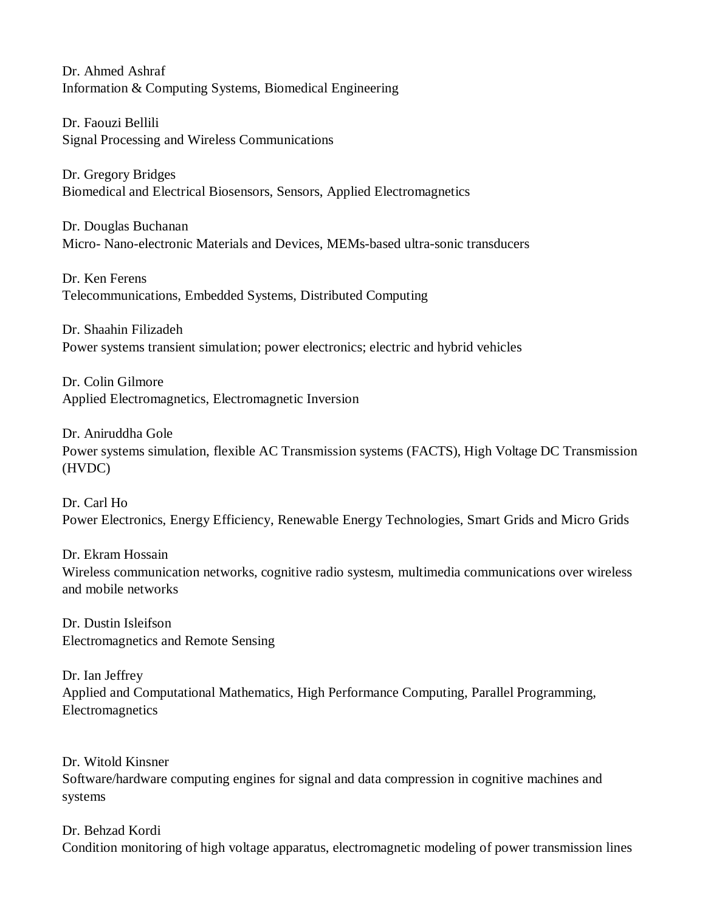Dr. Ahmed Ashraf
Information & Computing Systems, Biomedical Engineering

Dr. Faouzi Bellili
Signal Processing and Wireless Communications

Dr. Gregory Bridges
Biomedical and Electrical Biosensors, Sensors, Applied Electromagnetics

Dr. Douglas Buchanan
Micro- Nano-electronic Materials and Devices, MEMs-based ultra-sonic transducers

Dr. Ken Ferens
Telecommunications, Embedded Systems, Distributed Computing

Dr. Shaahin Filizadeh
Power systems transient simulation; power electronics; electric and hybrid vehicles

Dr. Colin Gilmore
Applied Electromagnetics, Electromagnetic Inversion

Dr. Aniruddha Gole
Power systems simulation, flexible AC Transmission systems (FACTS), High Voltage DC Transmission (HVDC)

Dr. Carl Ho
Power Electronics, Energy Efficiency, Renewable Energy Technologies, Smart Grids and Micro Grids

Dr. Ekram Hossain
Wireless communication networks, cognitive radio systesm, multimedia communications over wireless and mobile networks

Dr. Dustin Isleifson
Electromagnetics and Remote Sensing

Dr. Ian Jeffrey
Applied and Computational Mathematics, High Performance Computing, Parallel Programming, Electromagnetics

Dr. Witold Kinsner
Software/hardware computing engines for signal and data compression in cognitive machines and systems

Dr. Behzad Kordi
Condition monitoring of high voltage apparatus, electromagnetic modeling of power transmission lines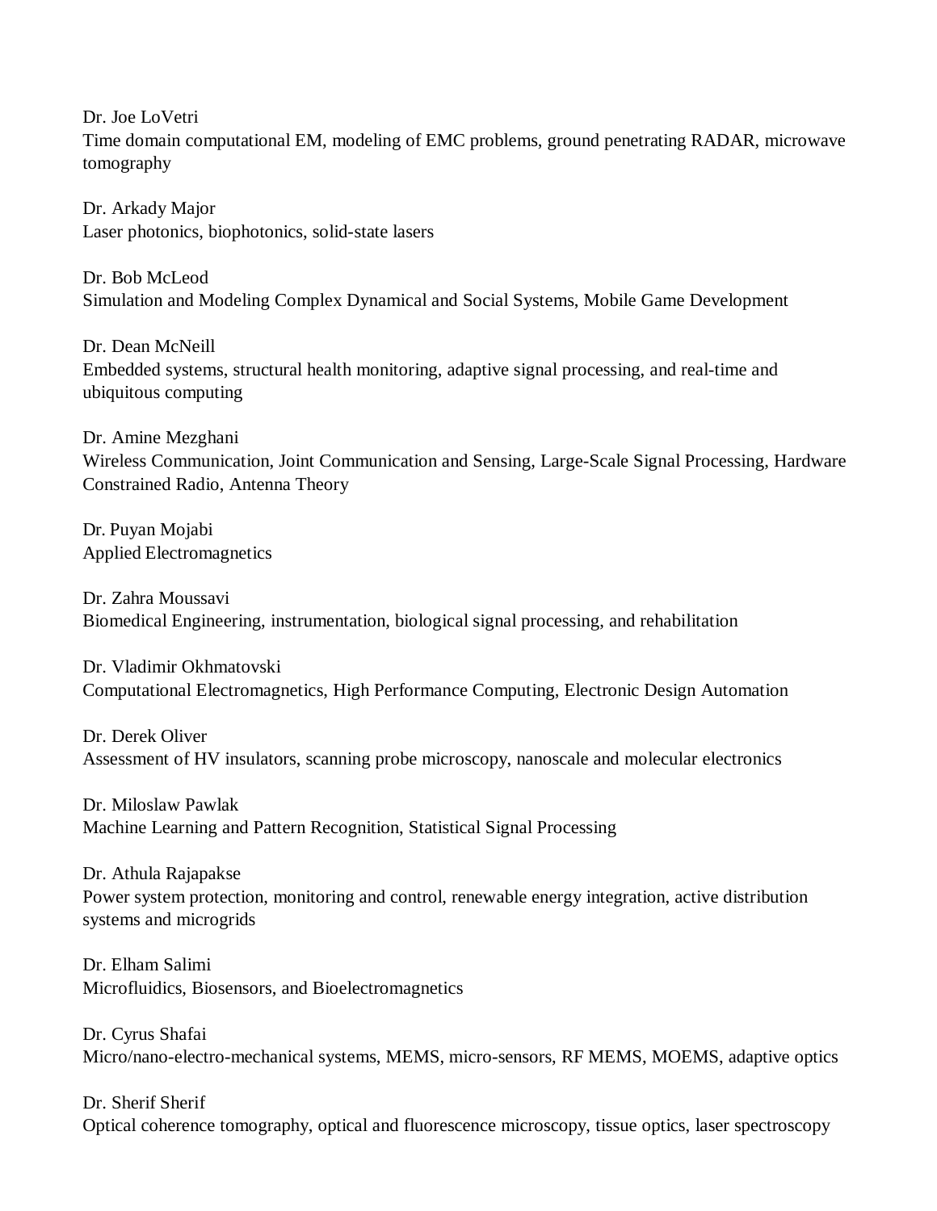Dr. Joe LoVetri
Time domain computational EM, modeling of EMC problems, ground penetrating RADAR, microwave tomography

Dr. Arkady Major
Laser photonics, biophotonics, solid-state lasers

Dr. Bob McLeod
Simulation and Modeling Complex Dynamical and Social Systems, Mobile Game Development

Dr. Dean McNeill
Embedded systems, structural health monitoring, adaptive signal processing, and real-time and ubiquitous computing

Dr. Amine Mezghani
Wireless Communication, Joint Communication and Sensing, Large-Scale Signal Processing, Hardware Constrained Radio, Antenna Theory

Dr. Puyan Mojabi
Applied Electromagnetics

Dr. Zahra Moussavi
Biomedical Engineering, instrumentation, biological signal processing, and rehabilitation

Dr. Vladimir Okhmatovski
Computational Electromagnetics, High Performance Computing, Electronic Design Automation

Dr. Derek Oliver
Assessment of HV insulators, scanning probe microscopy, nanoscale and molecular electronics

Dr. Miloslaw Pawlak
Machine Learning and Pattern Recognition, Statistical Signal Processing

Dr. Athula Rajapakse
Power system protection, monitoring and control, renewable energy integration, active distribution systems and microgrids

Dr. Elham Salimi
Microfluidics, Biosensors, and Bioelectromagnetics

Dr. Cyrus Shafai
Micro/nano-electro-mechanical systems, MEMS, micro-sensors, RF MEMS, MOEMS, adaptive optics

Dr. Sherif Sherif
Optical coherence tomography, optical and fluorescence microscopy, tissue optics, laser spectroscopy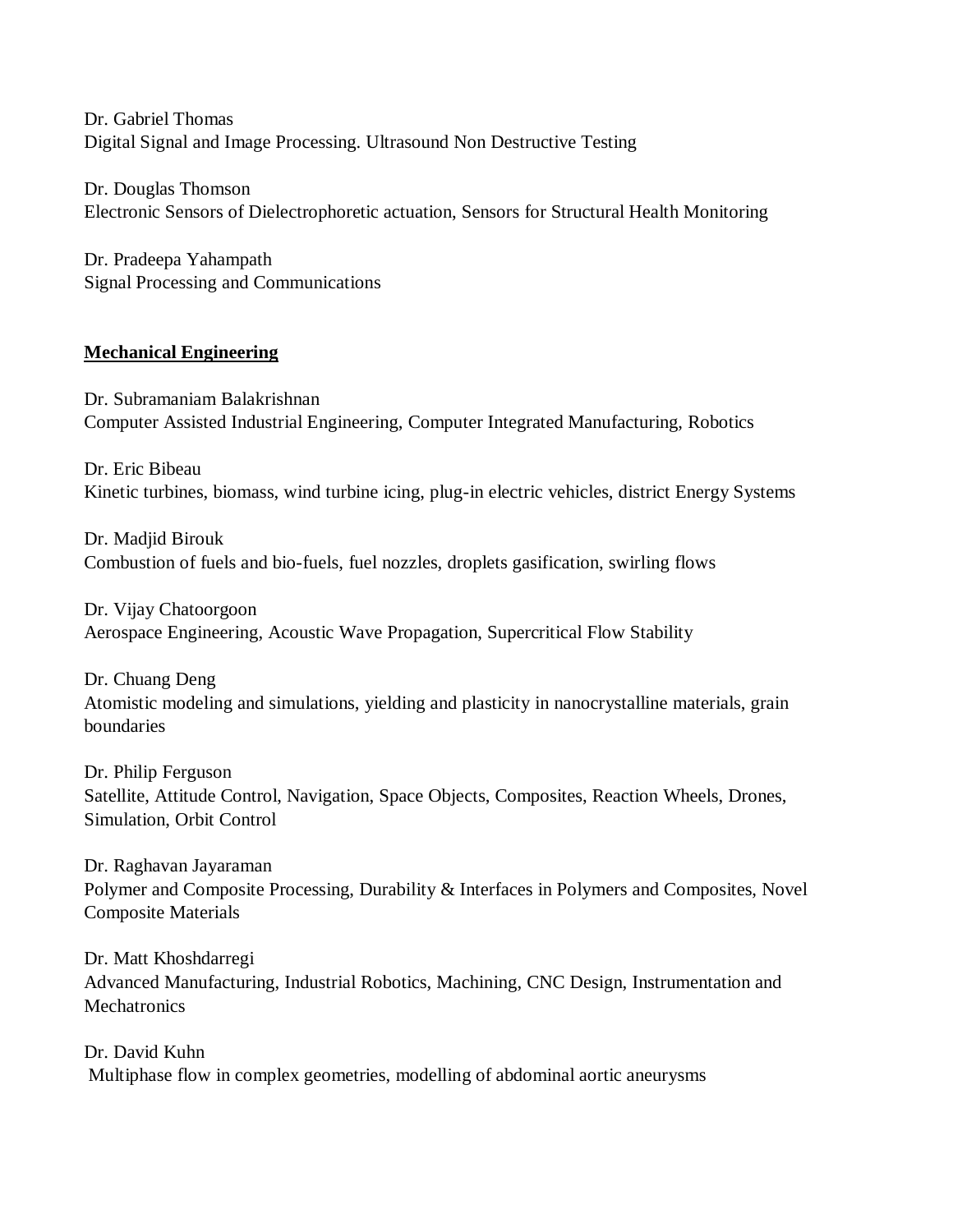Dr. Gabriel Thomas
Digital Signal and Image Processing. Ultrasound Non Destructive Testing

Dr. Douglas Thomson
Electronic Sensors of Dielectrophoretic actuation, Sensors for Structural Health Monitoring

Dr. Pradeepa Yahampath
Signal Processing and Communications

## Mechanical Engineering

Dr. Subramaniam Balakrishnan
Computer Assisted Industrial Engineering, Computer Integrated Manufacturing, Robotics

Dr. Eric Bibeau
Kinetic turbines, biomass, wind turbine icing, plug-in electric vehicles, district Energy Systems

Dr. Madjid Birouk
Combustion of fuels and bio-fuels, fuel nozzles, droplets gasification, swirling flows

Dr. Vijay Chatoorgoon
Aerospace Engineering, Acoustic Wave Propagation, Supercritical Flow Stability

Dr. Chuang Deng
Atomistic modeling and simulations, yielding and plasticity in nanocrystalline materials, grain boundaries

Dr. Philip Ferguson
Satellite, Attitude Control, Navigation, Space Objects, Composites, Reaction Wheels, Drones, Simulation, Orbit Control

Dr. Raghavan Jayaraman
Polymer and Composite Processing, Durability & Interfaces in Polymers and Composites, Novel Composite Materials

Dr. Matt Khoshdarregi
Advanced Manufacturing, Industrial Robotics, Machining, CNC Design, Instrumentation and Mechatronics

Dr. David Kuhn
Multiphase flow in complex geometries, modelling of abdominal aortic aneurysms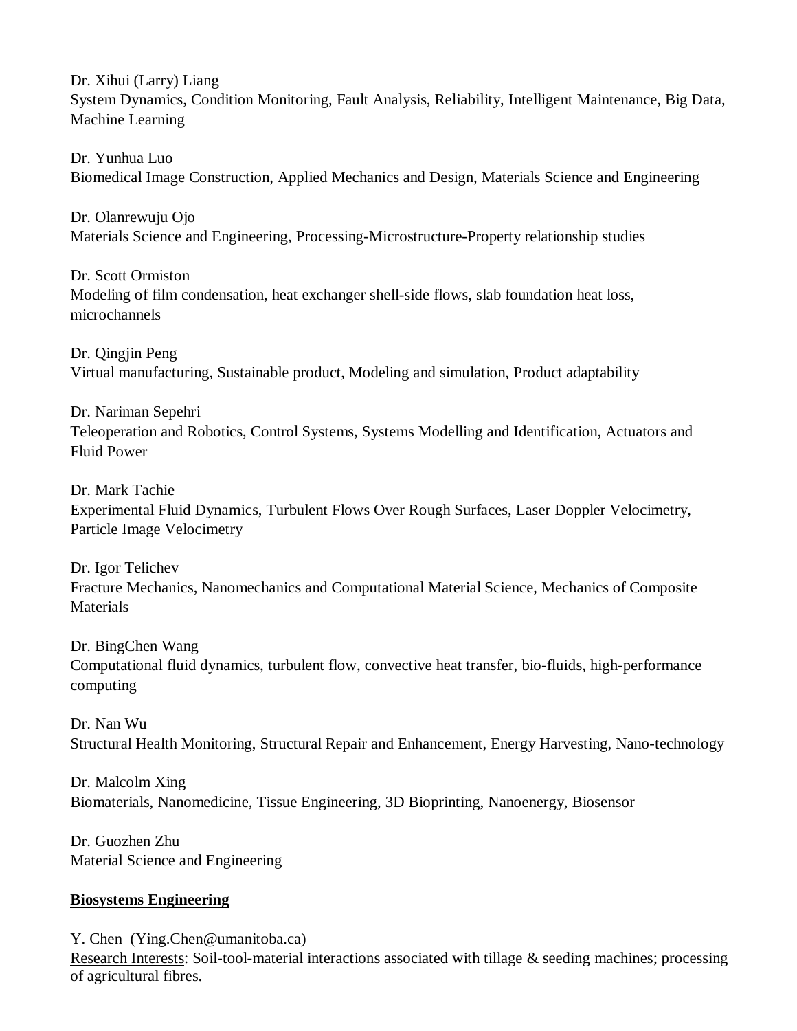Dr. Xihui (Larry) Liang
System Dynamics, Condition Monitoring, Fault Analysis, Reliability, Intelligent Maintenance, Big Data, Machine Learning

Dr. Yunhua Luo
Biomedical Image Construction, Applied Mechanics and Design, Materials Science and Engineering

Dr. Olanrewuju Ojo
Materials Science and Engineering, Processing-Microstructure-Property relationship studies

Dr. Scott Ormiston
Modeling of film condensation, heat exchanger shell-side flows, slab foundation heat loss, microchannels

Dr. Qingjin Peng
Virtual manufacturing, Sustainable product, Modeling and simulation, Product adaptability

Dr. Nariman Sepehri
Teleoperation and Robotics, Control Systems, Systems Modelling and Identification, Actuators and Fluid Power

Dr. Mark Tachie
Experimental Fluid Dynamics, Turbulent Flows Over Rough Surfaces, Laser Doppler Velocimetry, Particle Image Velocimetry

Dr. Igor Telichev
Fracture Mechanics, Nanomechanics and Computational Material Science, Mechanics of Composite Materials

Dr. BingChen Wang
Computational fluid dynamics, turbulent flow, convective heat transfer, bio-fluids, high-performance computing

Dr. Nan Wu
Structural Health Monitoring, Structural Repair and Enhancement, Energy Harvesting, Nano-technology

Dr. Malcolm Xing
Biomaterials, Nanomedicine, Tissue Engineering, 3D Bioprinting, Nanoenergy, Biosensor

Dr. Guozhen Zhu
Material Science and Engineering

## Biosystems Engineering

Y. Chen (Ying.Chen@umanitoba.ca)
Research Interests: Soil-tool-material interactions associated with tillage & seeding machines; processing of agricultural fibres.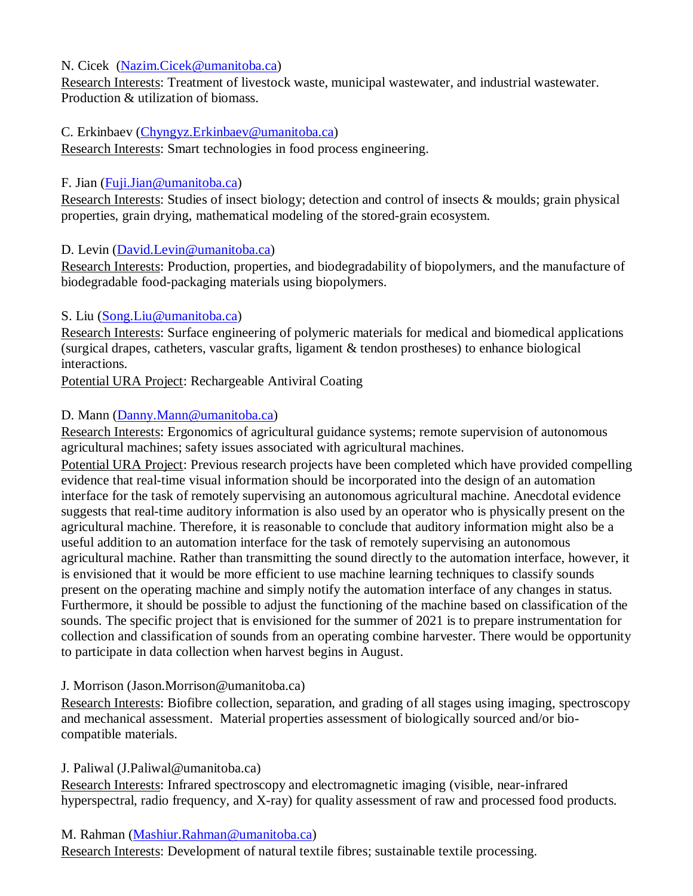N. Cicek (Nazim.Cicek@umanitoba.ca)
Research Interests: Treatment of livestock waste, municipal wastewater, and industrial wastewater. Production & utilization of biomass.

C. Erkinbaev (Chyngyz.Erkinbaev@umanitoba.ca)
Research Interests: Smart technologies in food process engineering.

F. Jian (Fuji.Jian@umanitoba.ca)
Research Interests: Studies of insect biology; detection and control of insects & moulds; grain physical properties, grain drying, mathematical modeling of the stored-grain ecosystem.

D. Levin (David.Levin@umanitoba.ca)
Research Interests: Production, properties, and biodegradability of biopolymers, and the manufacture of biodegradable food-packaging materials using biopolymers.

S. Liu (Song.Liu@umanitoba.ca)
Research Interests: Surface engineering of polymeric materials for medical and biomedical applications (surgical drapes, catheters, vascular grafts, ligament & tendon prostheses) to enhance biological interactions.
Potential URA Project: Rechargeable Antiviral Coating

D. Mann (Danny.Mann@umanitoba.ca)
Research Interests: Ergonomics of agricultural guidance systems; remote supervision of autonomous agricultural machines; safety issues associated with agricultural machines.
Potential URA Project: Previous research projects have been completed which have provided compelling evidence that real-time visual information should be incorporated into the design of an automation interface for the task of remotely supervising an autonomous agricultural machine. Anecdotal evidence suggests that real-time auditory information is also used by an operator who is physically present on the agricultural machine. Therefore, it is reasonable to conclude that auditory information might also be a useful addition to an automation interface for the task of remotely supervising an autonomous agricultural machine. Rather than transmitting the sound directly to the automation interface, however, it is envisioned that it would be more efficient to use machine learning techniques to classify sounds present on the operating machine and simply notify the automation interface of any changes in status. Furthermore, it should be possible to adjust the functioning of the machine based on classification of the sounds. The specific project that is envisioned for the summer of 2021 is to prepare instrumentation for collection and classification of sounds from an operating combine harvester. There would be opportunity to participate in data collection when harvest begins in August.

J. Morrison (Jason.Morrison@umanitoba.ca)
Research Interests: Biofibre collection, separation, and grading of all stages using imaging, spectroscopy and mechanical assessment. Material properties assessment of biologically sourced and/or bio-compatible materials.

J. Paliwal (J.Paliwal@umanitoba.ca)
Research Interests: Infrared spectroscopy and electromagnetic imaging (visible, near-infrared hyperspectral, radio frequency, and X-ray) for quality assessment of raw and processed food products.

M. Rahman (Mashiur.Rahman@umanitoba.ca)
Research Interests: Development of natural textile fibres; sustainable textile processing.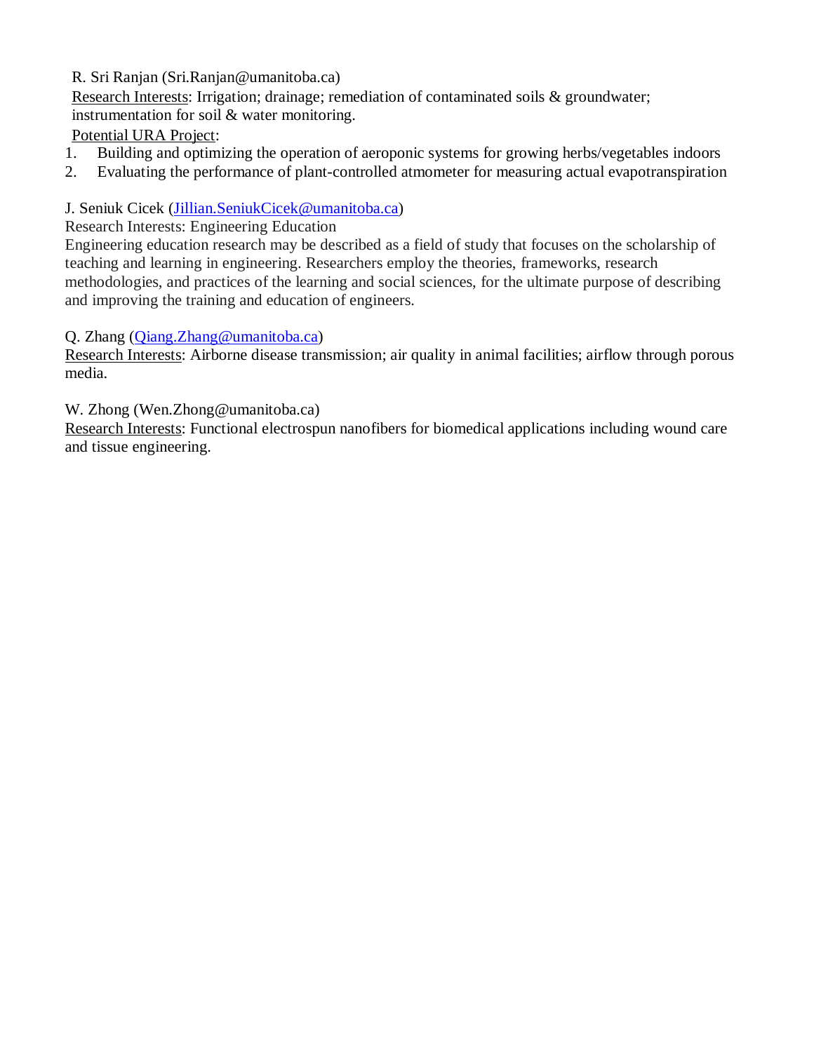R. Sri Ranjan (Sri.Ranjan@umanitoba.ca)
Research Interests: Irrigation; drainage; remediation of contaminated soils & groundwater; instrumentation for soil & water monitoring.
Potential URA Project:

1. Building and optimizing the operation of aeroponic systems for growing herbs/vegetables indoors
2. Evaluating the performance of plant-controlled atmometer for measuring actual evapotranspiration

J. Seniuk Cicek (Jillian.SeniukCicek@umanitoba.ca)
Research Interests: Engineering Education
Engineering education research may be described as a field of study that focuses on the scholarship of teaching and learning in engineering. Researchers employ the theories, frameworks, research methodologies, and practices of the learning and social sciences, for the ultimate purpose of describing and improving the training and education of engineers.

Q. Zhang (Qiang.Zhang@umanitoba.ca)
Research Interests: Airborne disease transmission; air quality in animal facilities; airflow through porous media.

W. Zhong (Wen.Zhong@umanitoba.ca)
Research Interests: Functional electrospun nanofibers for biomedical applications including wound care and tissue engineering.